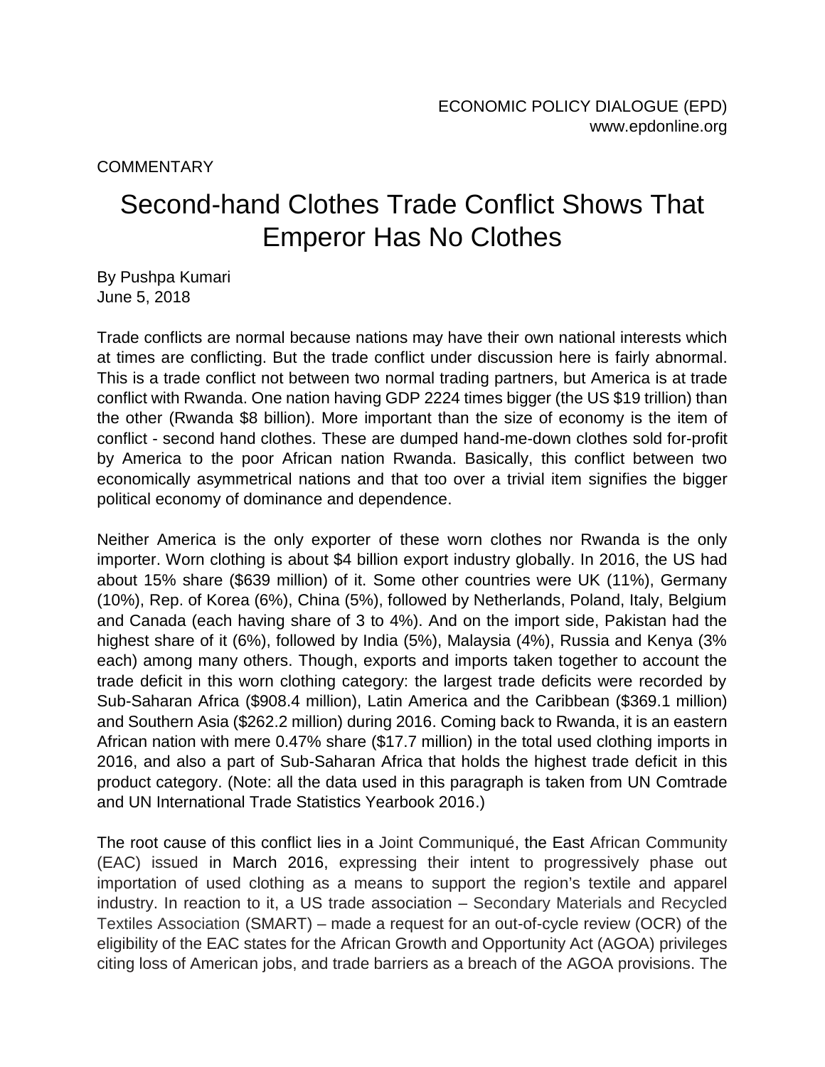ECONOMIC POLICY DIALOGUE (EPD)
www.epdonline.org

COMMENTARY

# Second-hand Clothes Trade Conflict Shows That Emperor Has No Clothes

By Pushpa Kumari
June 5, 2018

Trade conflicts are normal because nations may have their own national interests which at times are conflicting. But the trade conflict under discussion here is fairly abnormal. This is a trade conflict not between two normal trading partners, but America is at trade conflict with Rwanda. One nation having GDP 2224 times bigger (the US $19 trillion) than the other (Rwanda $8 billion). More important than the size of economy is the item of conflict - second hand clothes. These are dumped hand-me-down clothes sold for-profit by America to the poor African nation Rwanda. Basically, this conflict between two economically asymmetrical nations and that too over a trivial item signifies the bigger political economy of dominance and dependence.

Neither America is the only exporter of these worn clothes nor Rwanda is the only importer. Worn clothing is about $4 billion export industry globally. In 2016, the US had about 15% share ($639 million) of it. Some other countries were UK (11%), Germany (10%), Rep. of Korea (6%), China (5%), followed by Netherlands, Poland, Italy, Belgium and Canada (each having share of 3 to 4%). And on the import side, Pakistan had the highest share of it (6%), followed by India (5%), Malaysia (4%), Russia and Kenya (3% each) among many others. Though, exports and imports taken together to account the trade deficit in this worn clothing category: the largest trade deficits were recorded by Sub-Saharan Africa ($908.4 million), Latin America and the Caribbean ($369.1 million) and Southern Asia ($262.2 million) during 2016. Coming back to Rwanda, it is an eastern African nation with mere 0.47% share ($17.7 million) in the total used clothing imports in 2016, and also a part of Sub-Saharan Africa that holds the highest trade deficit in this product category. (Note: all the data used in this paragraph is taken from UN Comtrade and UN International Trade Statistics Yearbook 2016.)

The root cause of this conflict lies in a Joint Communiqué, the East African Community (EAC) issued in March 2016, expressing their intent to progressively phase out importation of used clothing as a means to support the region's textile and apparel industry. In reaction to it, a US trade association – Secondary Materials and Recycled Textiles Association (SMART) – made a request for an out-of-cycle review (OCR) of the eligibility of the EAC states for the African Growth and Opportunity Act (AGOA) privileges citing loss of American jobs, and trade barriers as a breach of the AGOA provisions. The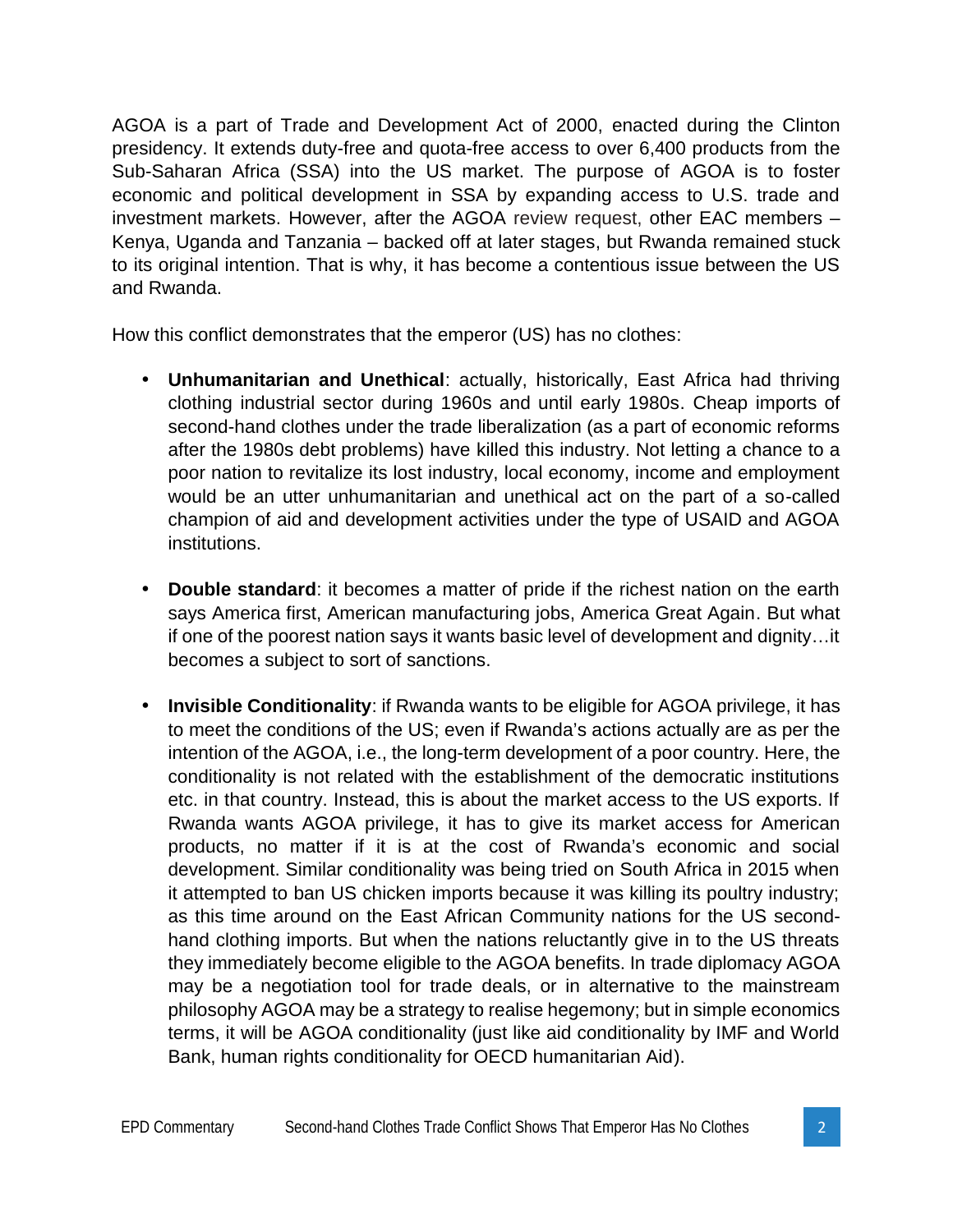AGOA is a part of Trade and Development Act of 2000, enacted during the Clinton presidency. It extends duty-free and quota-free access to over 6,400 products from the Sub-Saharan Africa (SSA) into the US market. The purpose of AGOA is to foster economic and political development in SSA by expanding access to U.S. trade and investment markets. However, after the AGOA review request, other EAC members – Kenya, Uganda and Tanzania – backed off at later stages, but Rwanda remained stuck to its original intention. That is why, it has become a contentious issue between the US and Rwanda.

How this conflict demonstrates that the emperor (US) has no clothes:

- **Unhumanitarian and Unethical**: actually, historically, East Africa had thriving clothing industrial sector during 1960s and until early 1980s. Cheap imports of second-hand clothes under the trade liberalization (as a part of economic reforms after the 1980s debt problems) have killed this industry. Not letting a chance to a poor nation to revitalize its lost industry, local economy, income and employment would be an utter unhumanitarian and unethical act on the part of a so-called champion of aid and development activities under the type of USAID and AGOA institutions.

- **Double standard**: it becomes a matter of pride if the richest nation on the earth says America first, American manufacturing jobs, America Great Again. But what if one of the poorest nation says it wants basic level of development and dignity…it becomes a subject to sort of sanctions.

- **Invisible Conditionality**: if Rwanda wants to be eligible for AGOA privilege, it has to meet the conditions of the US; even if Rwanda's actions actually are as per the intention of the AGOA, i.e., the long-term development of a poor country. Here, the conditionality is not related with the establishment of the democratic institutions etc. in that country. Instead, this is about the market access to the US exports. If Rwanda wants AGOA privilege, it has to give its market access for American products, no matter if it is at the cost of Rwanda's economic and social development. Similar conditionality was being tried on South Africa in 2015 when it attempted to ban US chicken imports because it was killing its poultry industry; as this time around on the East African Community nations for the US second-hand clothing imports. But when the nations reluctantly give in to the US threats they immediately become eligible to the AGOA benefits. In trade diplomacy AGOA may be a negotiation tool for trade deals, or in alternative to the mainstream philosophy AGOA may be a strategy to realise hegemony; but in simple economics terms, it will be AGOA conditionality (just like aid conditionality by IMF and World Bank, human rights conditionality for OECD humanitarian Aid).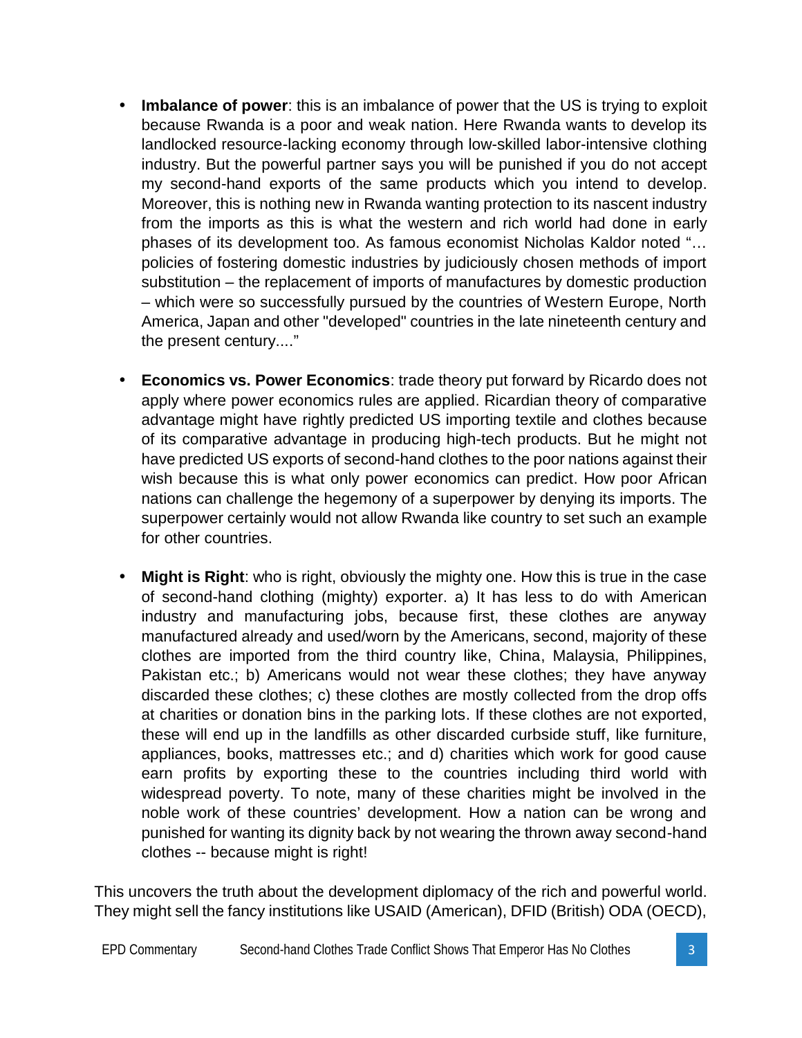- **Imbalance of power**: this is an imbalance of power that the US is trying to exploit because Rwanda is a poor and weak nation. Here Rwanda wants to develop its landlocked resource-lacking economy through low-skilled labor-intensive clothing industry. But the powerful partner says you will be punished if you do not accept my second-hand exports of the same products which you intend to develop. Moreover, this is nothing new in Rwanda wanting protection to its nascent industry from the imports as this is what the western and rich world had done in early phases of its development too. As famous economist Nicholas Kaldor noted "… policies of fostering domestic industries by judiciously chosen methods of import substitution – the replacement of imports of manufactures by domestic production – which were so successfully pursued by the countries of Western Europe, North America, Japan and other "developed" countries in the late nineteenth century and the present century...."

- **Economics vs. Power Economics**: trade theory put forward by Ricardo does not apply where power economics rules are applied. Ricardian theory of comparative advantage might have rightly predicted US importing textile and clothes because of its comparative advantage in producing high-tech products. But he might not have predicted US exports of second-hand clothes to the poor nations against their wish because this is what only power economics can predict. How poor African nations can challenge the hegemony of a superpower by denying its imports. The superpower certainly would not allow Rwanda like country to set such an example for other countries.

- **Might is Right**: who is right, obviously the mighty one. How this is true in the case of second-hand clothing (mighty) exporter. a) It has less to do with American industry and manufacturing jobs, because first, these clothes are anyway manufactured already and used/worn by the Americans, second, majority of these clothes are imported from the third country like, China, Malaysia, Philippines, Pakistan etc.; b) Americans would not wear these clothes; they have anyway discarded these clothes; c) these clothes are mostly collected from the drop offs at charities or donation bins in the parking lots. If these clothes are not exported, these will end up in the landfills as other discarded curbside stuff, like furniture, appliances, books, mattresses etc.; and d) charities which work for good cause earn profits by exporting these to the countries including third world with widespread poverty. To note, many of these charities might be involved in the noble work of these countries' development. How a nation can be wrong and punished for wanting its dignity back by not wearing the thrown away second-hand clothes -- because might is right!

This uncovers the truth about the development diplomacy of the rich and powerful world. They might sell the fancy institutions like USAID (American), DFID (British) ODA (OECD),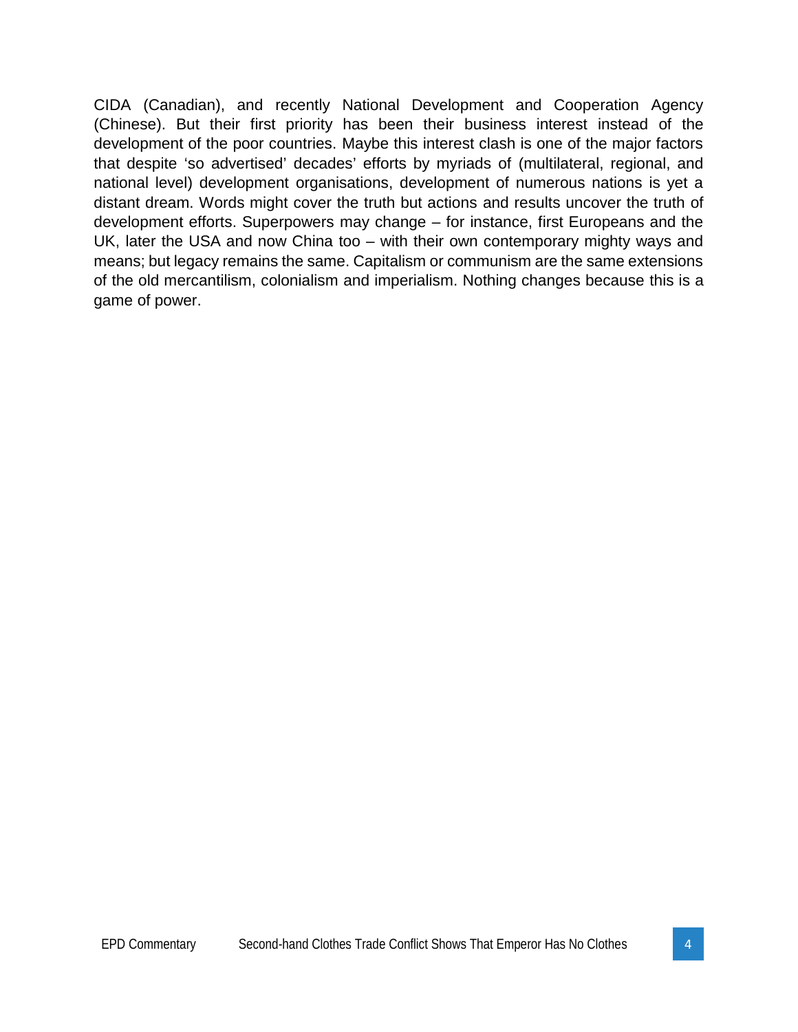CIDA (Canadian), and recently National Development and Cooperation Agency (Chinese). But their first priority has been their business interest instead of the development of the poor countries. Maybe this interest clash is one of the major factors that despite 'so advertised' decades' efforts by myriads of (multilateral, regional, and national level) development organisations, development of numerous nations is yet a distant dream. Words might cover the truth but actions and results uncover the truth of development efforts. Superpowers may change – for instance, first Europeans and the UK, later the USA and now China too – with their own contemporary mighty ways and means; but legacy remains the same. Capitalism or communism are the same extensions of the old mercantilism, colonialism and imperialism. Nothing changes because this is a game of power.